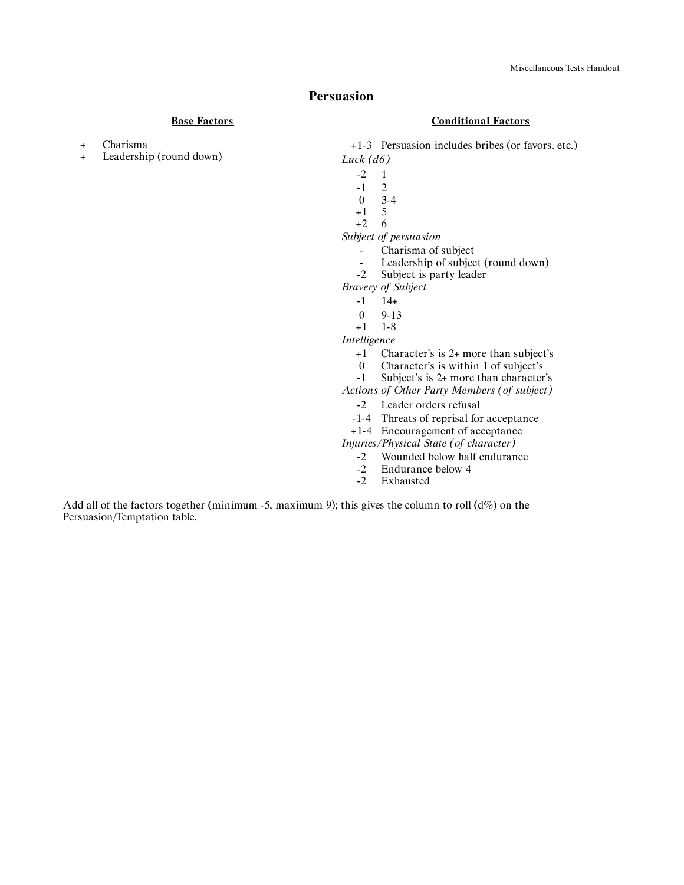# Persuasion

**Base Factors**

| | |
|---|---|
| + | Charisma |
| + | Leadership (round down) |

**Conditional Factors**

| | |
|---|---|
| +1-3 | Persuasion includes bribes (or favors, etc.) |
| *Luck (d6)* | |
| -2 | 1 |
| -1 | 2 |
| 0 | 3-4 |
| +1 | 5 |
| +2 | 6 |
| *Subject of persuasion* | |
| - | Charisma of subject |
| - | Leadership of subject (round down) |
| -2 | Subject is party leader |
| *Bravery of Subject* | |
| -1 | 14+ |
| 0 | 9-13 |
| +1 | 1-8 |
| *Intelligence* | |
| +1 | Character's is 2+ more than subject's |
| 0 | Character's is within 1 of subject's |
| -1 | Subject's is 2+ more than character's |
| *Actions of Other Party Members (of subject)* | |
| -2 | Leader orders refusal |
| -1-4 | Threats of reprisal for acceptance |
| +1-4 | Encouragement of acceptance |
| *Injuries/Physical State (of character)* | |
| -2 | Wounded below half endurance |
| -2 | Endurance below 4 |
| -2 | Exhausted |

Add all of the factors together (minimum -5, maximum 9); this gives the column to roll (d%) on the Persuasion/Temptation table.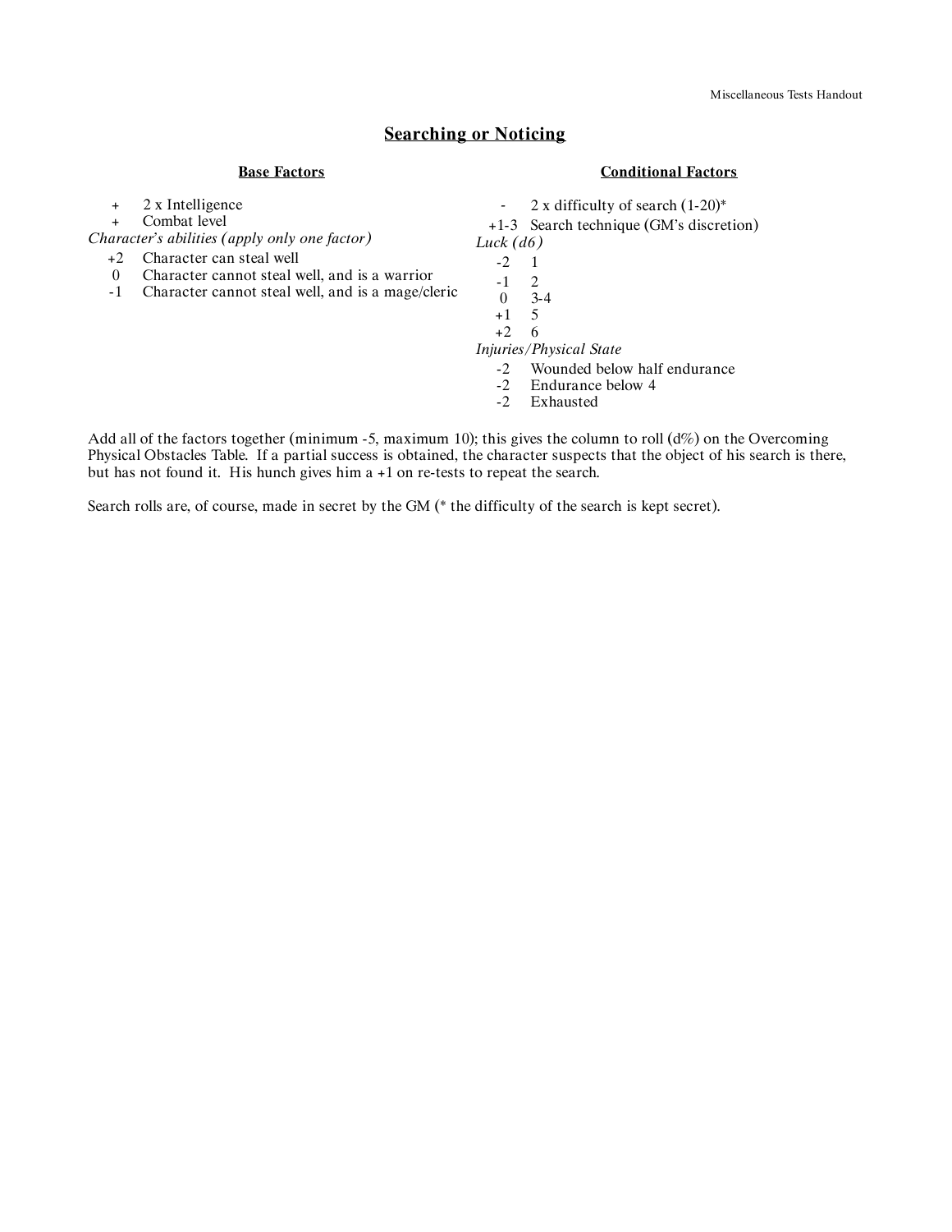## Searching or Noticing

### Base Factors

| | |
|---|---|
| + | 2 x Intelligence |
| + | Combat level |

*Character's abilities (apply only one factor)*

| | |
|---|---|
| +2 | Character can steal well |
| 0 | Character cannot steal well, and is a warrior |
| -1 | Character cannot steal well, and is a mage/cleric |

### Conditional Factors

| | |
|---|---|
| - | 2 x difficulty of search (1-20)* |
| +1-3 | Search technique (GM's discretion) |

*Luck (d6)*

| | |
|---|---|
| -2 | 1 |
| -1 | 2 |
| 0 | 3-4 |
| +1 | 5 |
| +2 | 6 |

*Injuries/Physical State*

| | |
|---|---|
| -2 | Wounded below half endurance |
| -2 | Endurance below 4 |
| -2 | Exhausted |

Add all of the factors together (minimum -5, maximum 10); this gives the column to roll (d%) on the Overcoming Physical Obstacles Table. If a partial success is obtained, the character suspects that the object of his search is there, but has not found it. His hunch gives him a +1 on re-tests to repeat the search.

Search rolls are, of course, made in secret by the GM (* the difficulty of the search is kept secret).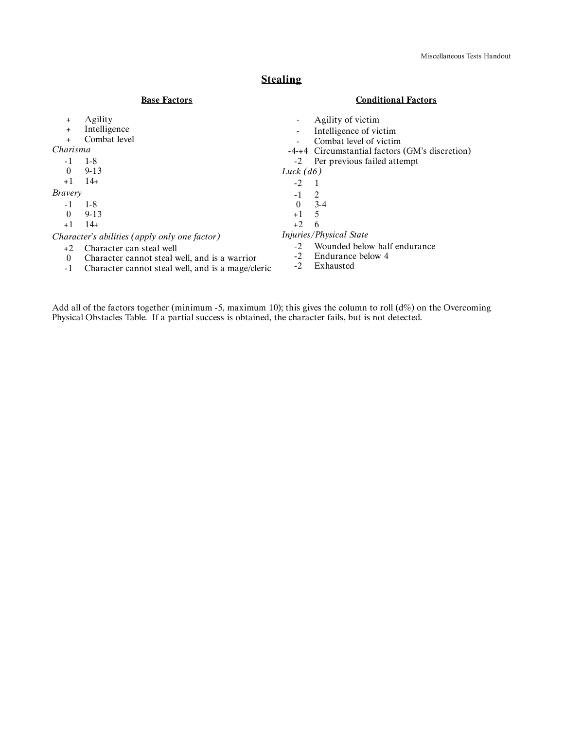## Stealing

### Base Factors

| | |
|---|---|
| + | Agility |
| + | Intelligence |
| + | Combat level |

*Charisma*

| | |
|---|---|
| -1 | 1-8 |
| 0 | 9-13 |
| +1 | 14+ |

*Bravery*

| | |
|---|---|
| -1 | 1-8 |
| 0 | 9-13 |
| +1 | 14+ |

*Character's abilities (apply only one factor)*

| | |
|---|---|
| +2 | Character can steal well |
| 0 | Character cannot steal well, and is a warrior |
| -1 | Character cannot steal well, and is a mage/cleric |

### Conditional Factors

| | |
|---|---|
| - | Agility of victim |
| - | Intelligence of victim |
| - | Combat level of victim |
| -4-+4 | Circumstantial factors (GM's discretion) |
| -2 | Per previous failed attempt |

*Luck (d6)*

| | |
|---|---|
| -2 | 1 |
| -1 | 2 |
| 0 | 3-4 |
| +1 | 5 |
| +2 | 6 |

*Injuries/Physical State*

| | |
|---|---|
| -2 | Wounded below half endurance |
| -2 | Endurance below 4 |
| -2 | Exhausted |

Add all of the factors together (minimum -5, maximum 10); this gives the column to roll (d%) on the Overcoming Physical Obstacles Table. If a partial success is obtained, the character fails, but is not detected.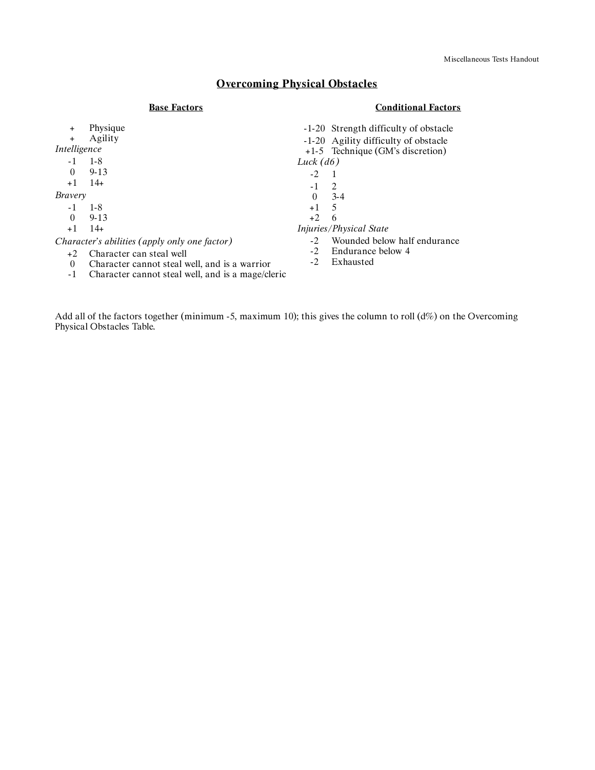## Overcoming Physical Obstacles

### Base Factors

| | |
|---|---|
| + | Physique |
| + | Agility |
| *Intelligence* | |
| -1 | 1-8 |
| 0 | 9-13 |
| +1 | 14+ |
| *Bravery* | |
| -1 | 1-8 |
| 0 | 9-13 |
| +1 | 14+ |
| *Character's abilities (apply only one factor)* | |
| +2 | Character can steal well |
| 0 | Character cannot steal well, and is a warrior |
| -1 | Character cannot steal well, and is a mage/cleric |

### Conditional Factors

| | |
|---|---|
| -1-20 | Strength difficulty of obstacle |
| -1-20 | Agility difficulty of obstacle |
| +1-5 | Technique (GM's discretion) |
| *Luck (d6)* | |
| -2 | 1 |
| -1 | 2 |
| 0 | 3-4 |
| +1 | 5 |
| +2 | 6 |
| *Injuries/Physical State* | |
| -2 | Wounded below half endurance |
| -2 | Endurance below 4 |
| -2 | Exhausted |

Add all of the factors together (minimum -5, maximum 10); this gives the column to roll (d%) on the Overcoming Physical Obstacles Table.